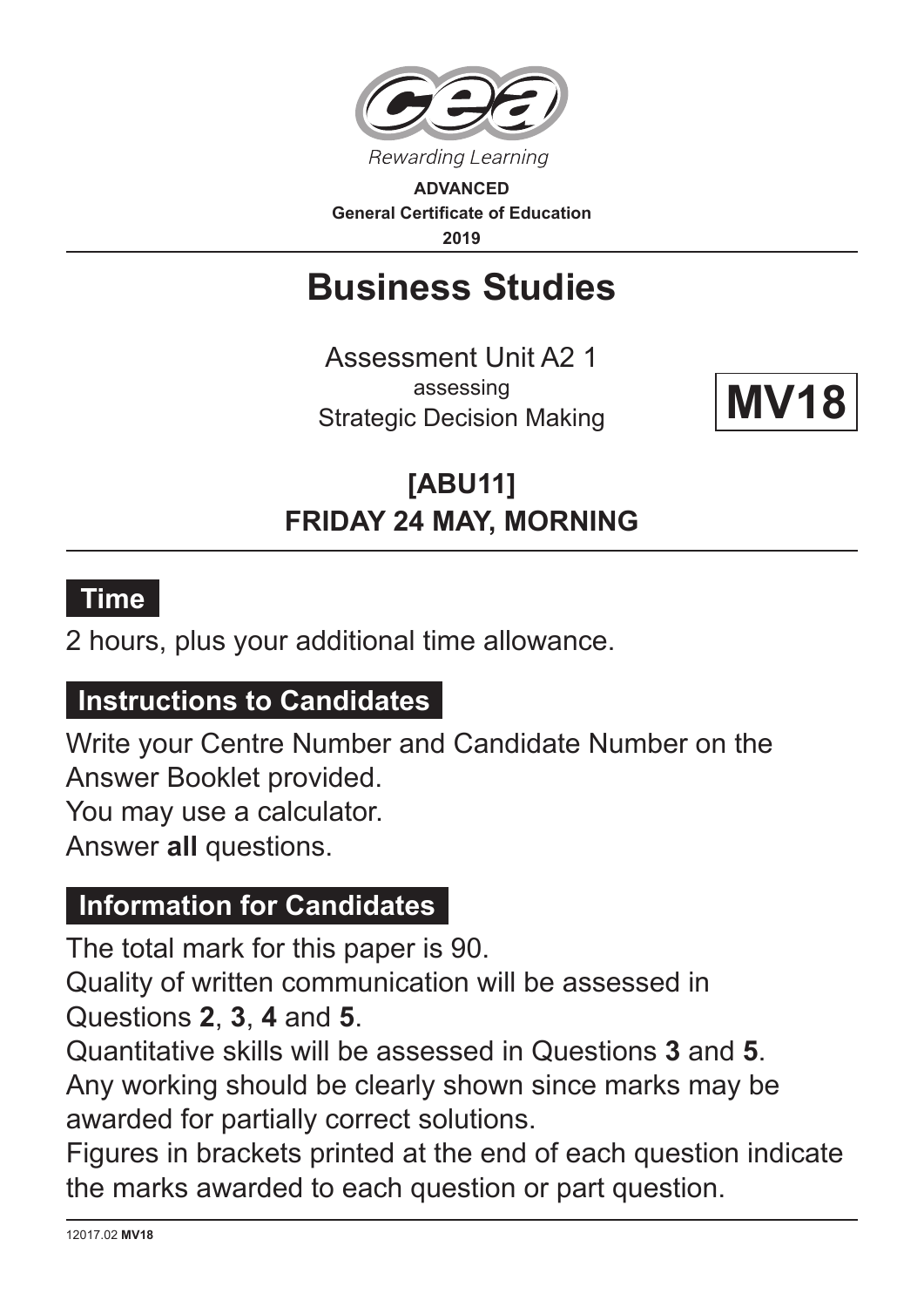Rewarding Learning

**ADVANCED**
**General Certificate of Education**
**2019**

# Business Studies

Assessment Unit A2 1
assessing
Strategic Decision Making

**MV18**

## [ABU11]
## FRIDAY 24 MAY, MORNING

### Time

2 hours, plus your additional time allowance.

### Instructions to Candidates

Write your Centre Number and Candidate Number on the Answer Booklet provided.
You may use a calculator.
Answer **all** questions.

### Information for Candidates

The total mark for this paper is 90.
Quality of written communication will be assessed in Questions **2**, **3**, **4** and **5**.
Quantitative skills will be assessed in Questions **3** and **5**.
Any working should be clearly shown since marks may be awarded for partially correct solutions.
Figures in brackets printed at the end of each question indicate the marks awarded to each question or part question.

12017.02 **MV18**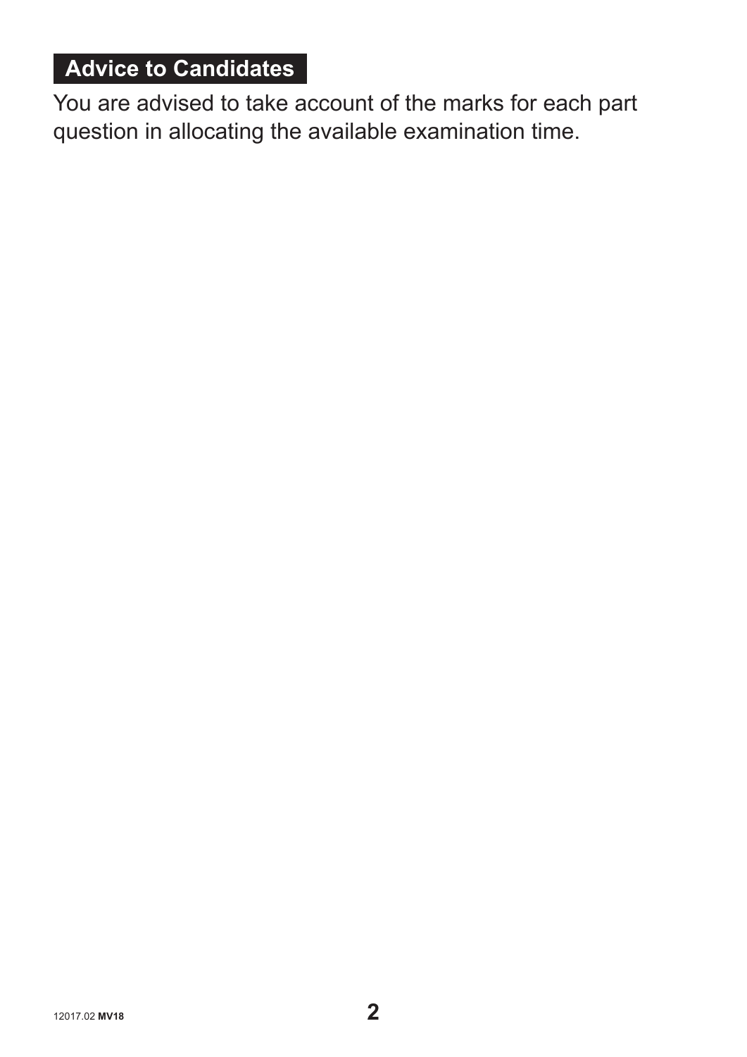## Advice to Candidates

You are advised to take account of the marks for each part question in allocating the available examination time.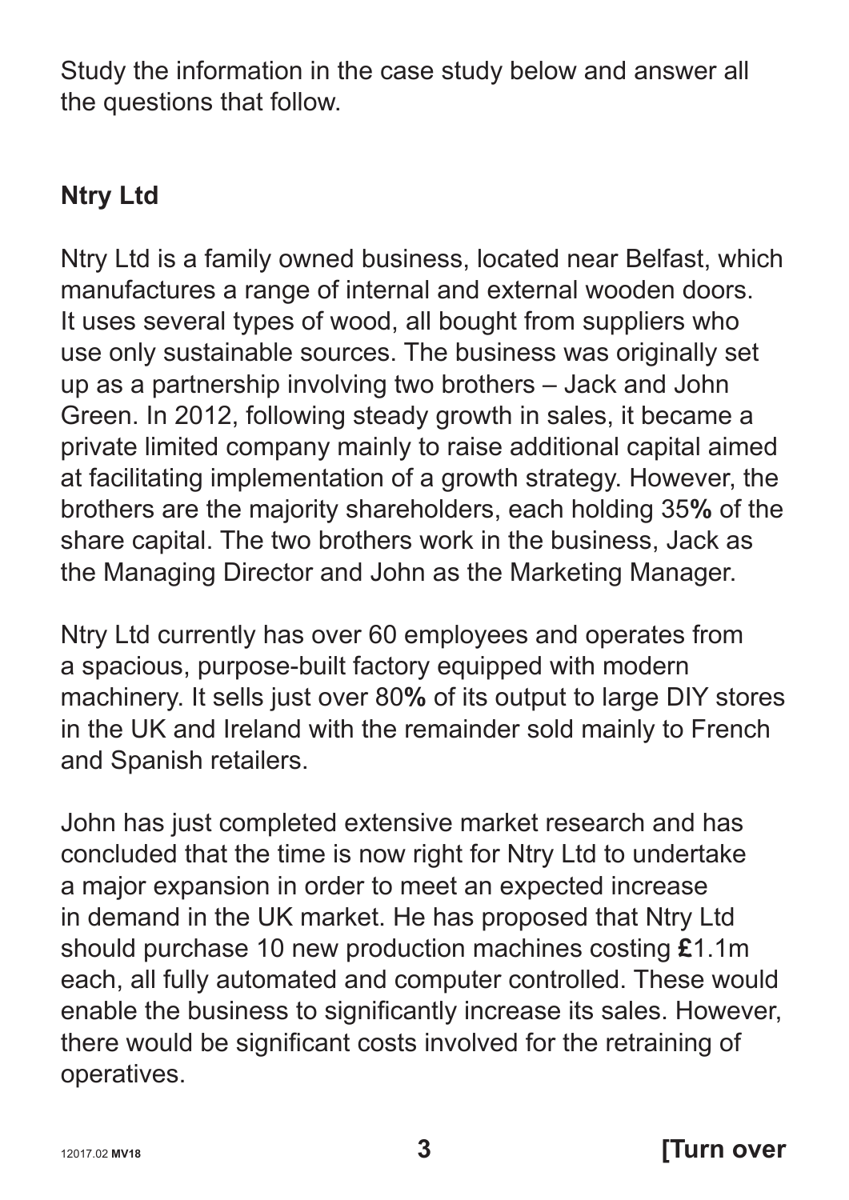Study the information in the case study below and answer all the questions that follow.

## Ntry Ltd

Ntry Ltd is a family owned business, located near Belfast, which manufactures a range of internal and external wooden doors. It uses several types of wood, all bought from suppliers who use only sustainable sources. The business was originally set up as a partnership involving two brothers – Jack and John Green. In 2012, following steady growth in sales, it became a private limited company mainly to raise additional capital aimed at facilitating implementation of a growth strategy. However, the brothers are the majority shareholders, each holding 35% of the share capital. The two brothers work in the business, Jack as the Managing Director and John as the Marketing Manager.

Ntry Ltd currently has over 60 employees and operates from a spacious, purpose-built factory equipped with modern machinery. It sells just over 80% of its output to large DIY stores in the UK and Ireland with the remainder sold mainly to French and Spanish retailers.

John has just completed extensive market research and has concluded that the time is now right for Ntry Ltd to undertake a major expansion in order to meet an expected increase in demand in the UK market. He has proposed that Ntry Ltd should purchase 10 new production machines costing £1.1m each, all fully automated and computer controlled. These would enable the business to significantly increase its sales. However, there would be significant costs involved for the retraining of operatives.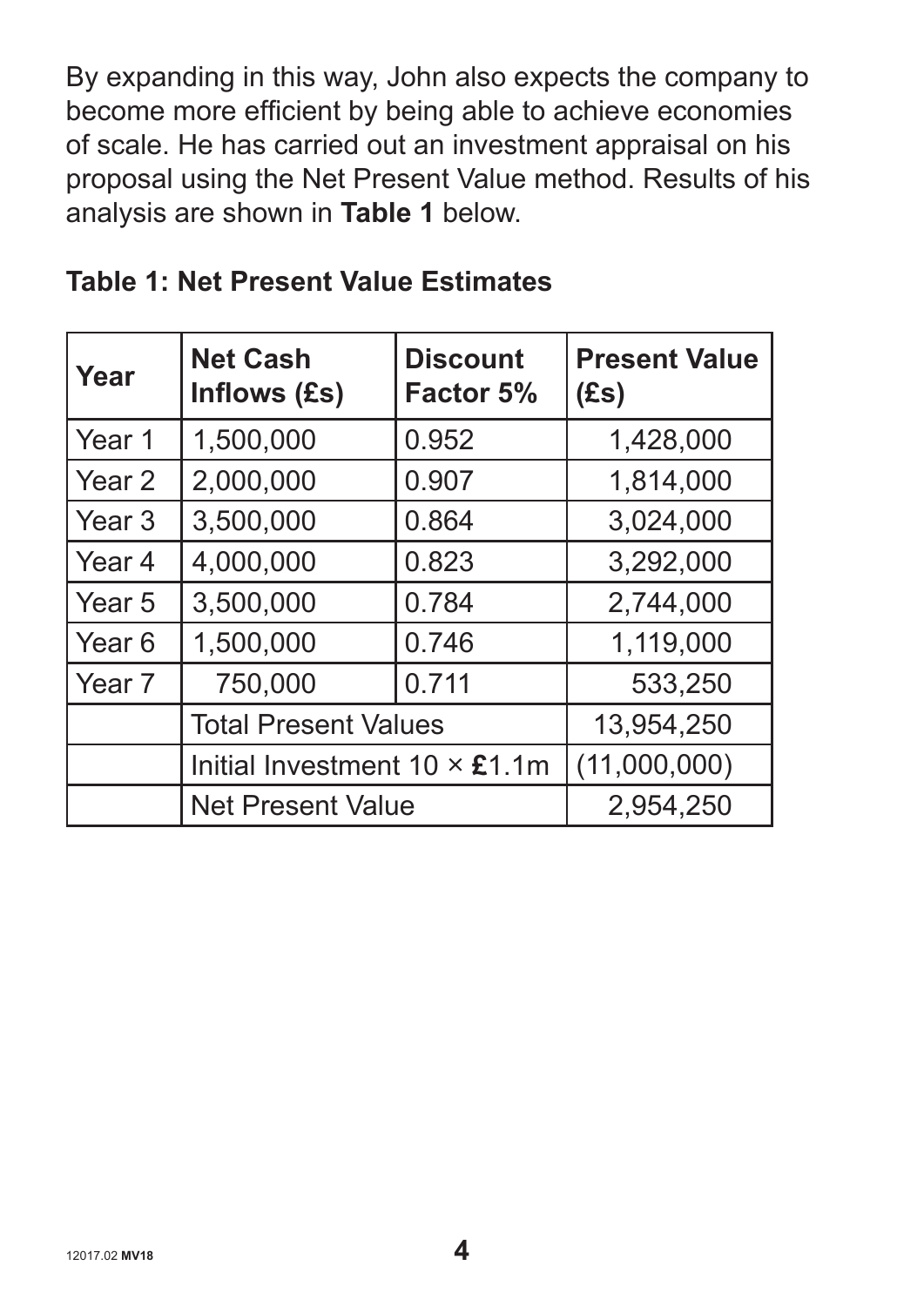By expanding in this way, John also expects the company to become more efficient by being able to achieve economies of scale. He has carried out an investment appraisal on his proposal using the Net Present Value method. Results of his analysis are shown in **Table 1** below.

**Table 1: Net Present Value Estimates**

| Year | Net Cash Inflows (£s) | Discount Factor 5% | Present Value (£s) |
|---|---|---|---|
| Year 1 | 1,500,000 | 0.952 | 1,428,000 |
| Year 2 | 2,000,000 | 0.907 | 1,814,000 |
| Year 3 | 3,500,000 | 0.864 | 3,024,000 |
| Year 4 | 4,000,000 | 0.823 | 3,292,000 |
| Year 5 | 3,500,000 | 0.784 | 2,744,000 |
| Year 6 | 1,500,000 | 0.746 | 1,119,000 |
| Year 7 | 750,000 | 0.711 | 533,250 |
| | Total Present Values | | 13,954,250 |
| | Initial Investment 10 × £1.1m | | (11,000,000) |
| | Net Present Value | | 2,954,250 |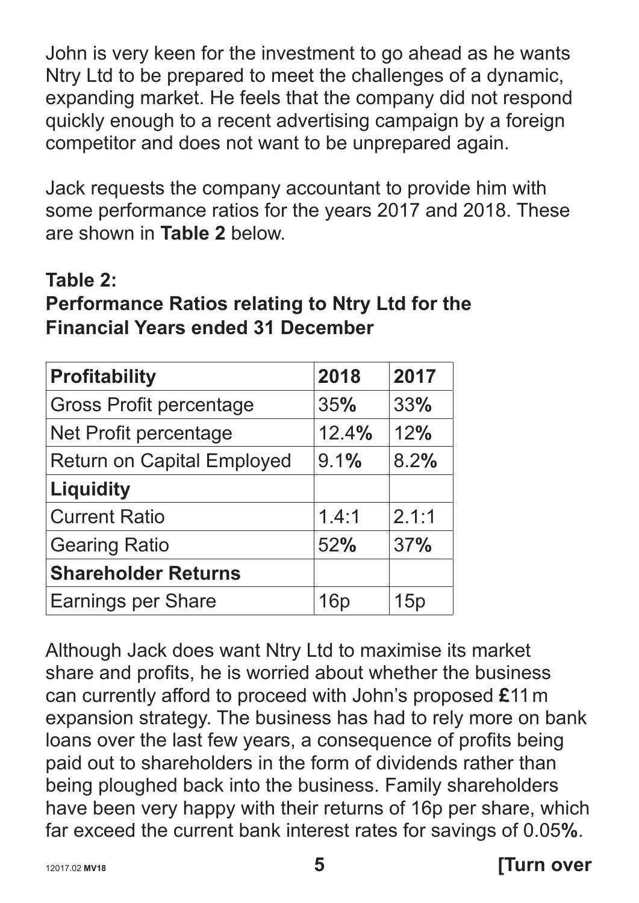John is very keen for the investment to go ahead as he wants Ntry Ltd to be prepared to meet the challenges of a dynamic, expanding market. He feels that the company did not respond quickly enough to a recent advertising campaign by a foreign competitor and does not want to be unprepared again.

Jack requests the company accountant to provide him with some performance ratios for the years 2017 and 2018. These are shown in **Table 2** below.

**Table 2:**
**Performance Ratios relating to Ntry Ltd for the Financial Years ended 31 December**

| **Profitability** | **2018** | **2017** |
|---|---|---|
| Gross Profit percentage | 35% | 33% |
| Net Profit percentage | 12.4% | 12% |
| Return on Capital Employed | 9.1% | 8.2% |
| **Liquidity** | | |
| Current Ratio | 1.4:1 | 2.1:1 |
| Gearing Ratio | 52% | 37% |
| **Shareholder Returns** | | |
| Earnings per Share | 16p | 15p |

Although Jack does want Ntry Ltd to maximise its market share and profits, he is worried about whether the business can currently afford to proceed with John's proposed £11 m expansion strategy. The business has had to rely more on bank loans over the last few years, a consequence of profits being paid out to shareholders in the form of dividends rather than being ploughed back into the business. Family shareholders have been very happy with their returns of 16p per share, which far exceed the current bank interest rates for savings of 0.05%.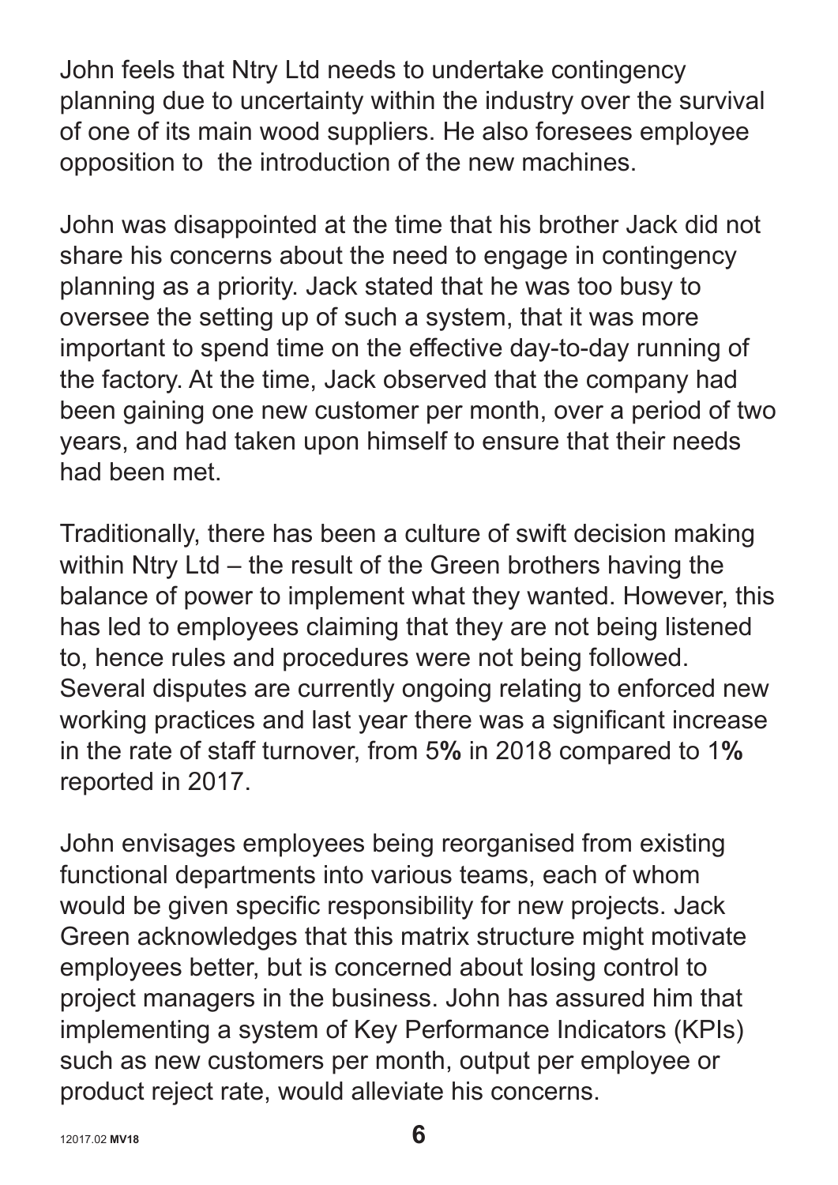John feels that Ntry Ltd needs to undertake contingency planning due to uncertainty within the industry over the survival of one of its main wood suppliers. He also foresees employee opposition to the introduction of the new machines.

John was disappointed at the time that his brother Jack did not share his concerns about the need to engage in contingency planning as a priority. Jack stated that he was too busy to oversee the setting up of such a system, that it was more important to spend time on the effective day-to-day running of the factory. At the time, Jack observed that the company had been gaining one new customer per month, over a period of two years, and had taken upon himself to ensure that their needs had been met.

Traditionally, there has been a culture of swift decision making within Ntry Ltd – the result of the Green brothers having the balance of power to implement what they wanted. However, this has led to employees claiming that they are not being listened to, hence rules and procedures were not being followed. Several disputes are currently ongoing relating to enforced new working practices and last year there was a significant increase in the rate of staff turnover, from 5**%** in 2018 compared to 1**%** reported in 2017.

John envisages employees being reorganised from existing functional departments into various teams, each of whom would be given specific responsibility for new projects. Jack Green acknowledges that this matrix structure might motivate employees better, but is concerned about losing control to project managers in the business. John has assured him that implementing a system of Key Performance Indicators (KPIs) such as new customers per month, output per employee or product reject rate, would alleviate his concerns.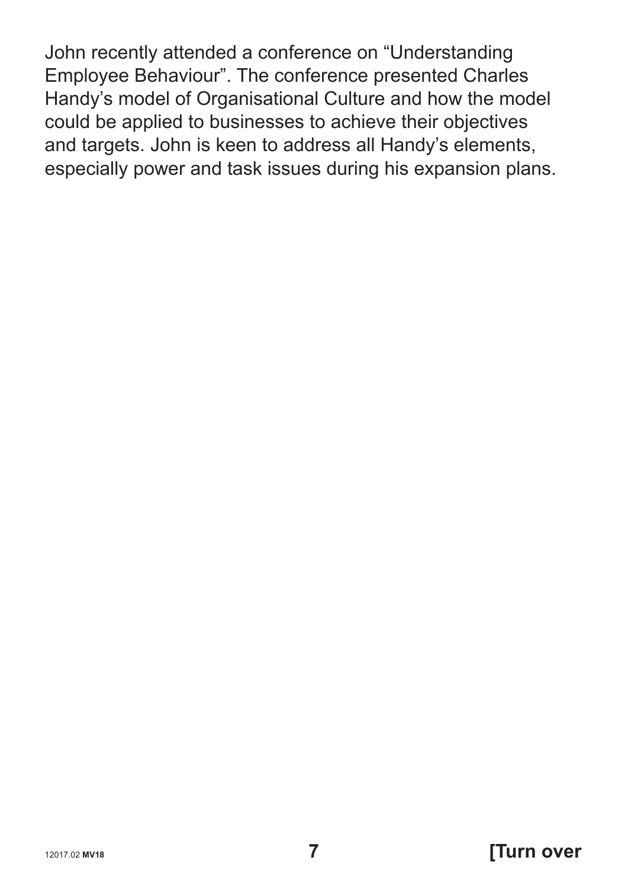John recently attended a conference on "Understanding Employee Behaviour". The conference presented Charles Handy's model of Organisational Culture and how the model could be applied to businesses to achieve their objectives and targets. John is keen to address all Handy's elements, especially power and task issues during his expansion plans.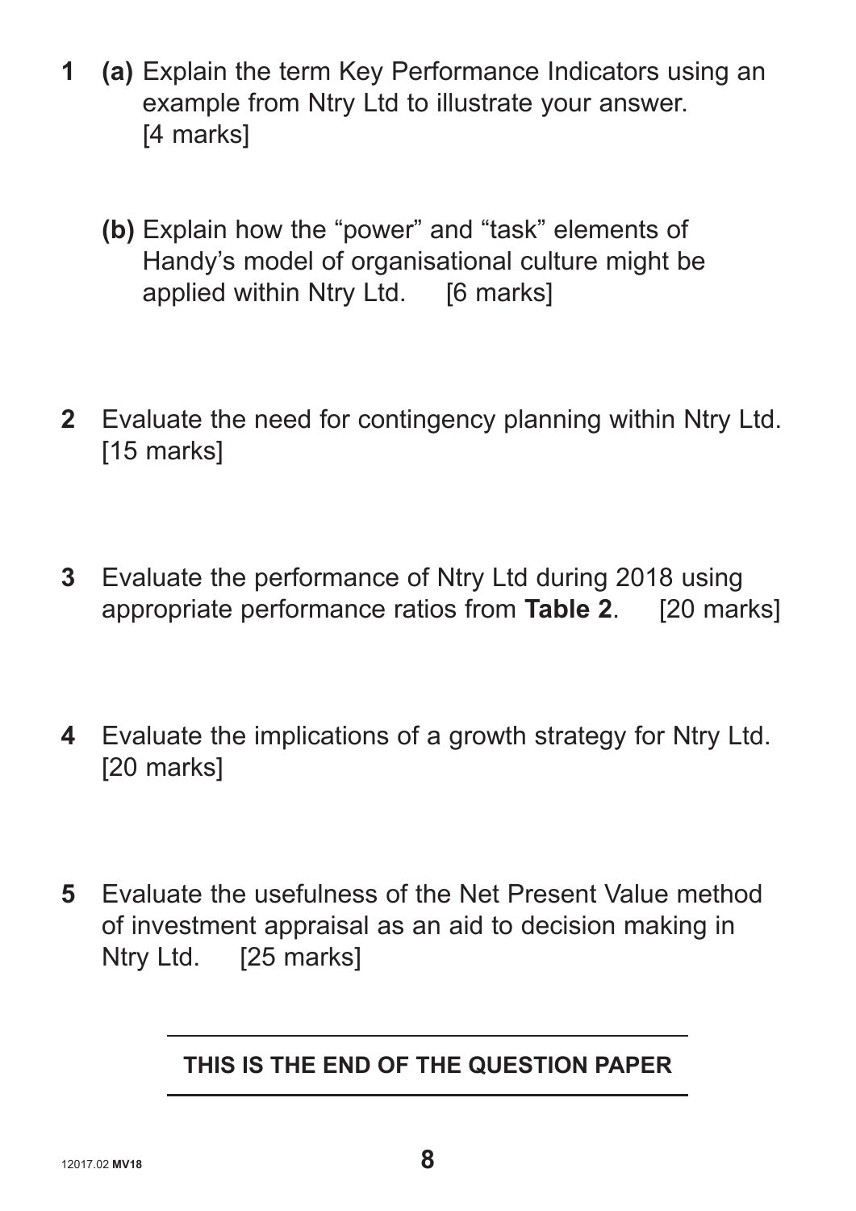**1** **(a)** Explain the term Key Performance Indicators using an example from Ntry Ltd to illustrate your answer. [4 marks]

**(b)** Explain how the "power" and "task" elements of Handy's model of organisational culture might be applied within Ntry Ltd. [6 marks]

**2** Evaluate the need for contingency planning within Ntry Ltd. [15 marks]

**3** Evaluate the performance of Ntry Ltd during 2018 using appropriate performance ratios from **Table 2**. [20 marks]

**4** Evaluate the implications of a growth strategy for Ntry Ltd. [20 marks]

**5** Evaluate the usefulness of the Net Present Value method of investment appraisal as an aid to decision making in Ntry Ltd. [25 marks]

---

**THIS IS THE END OF THE QUESTION PAPER**

---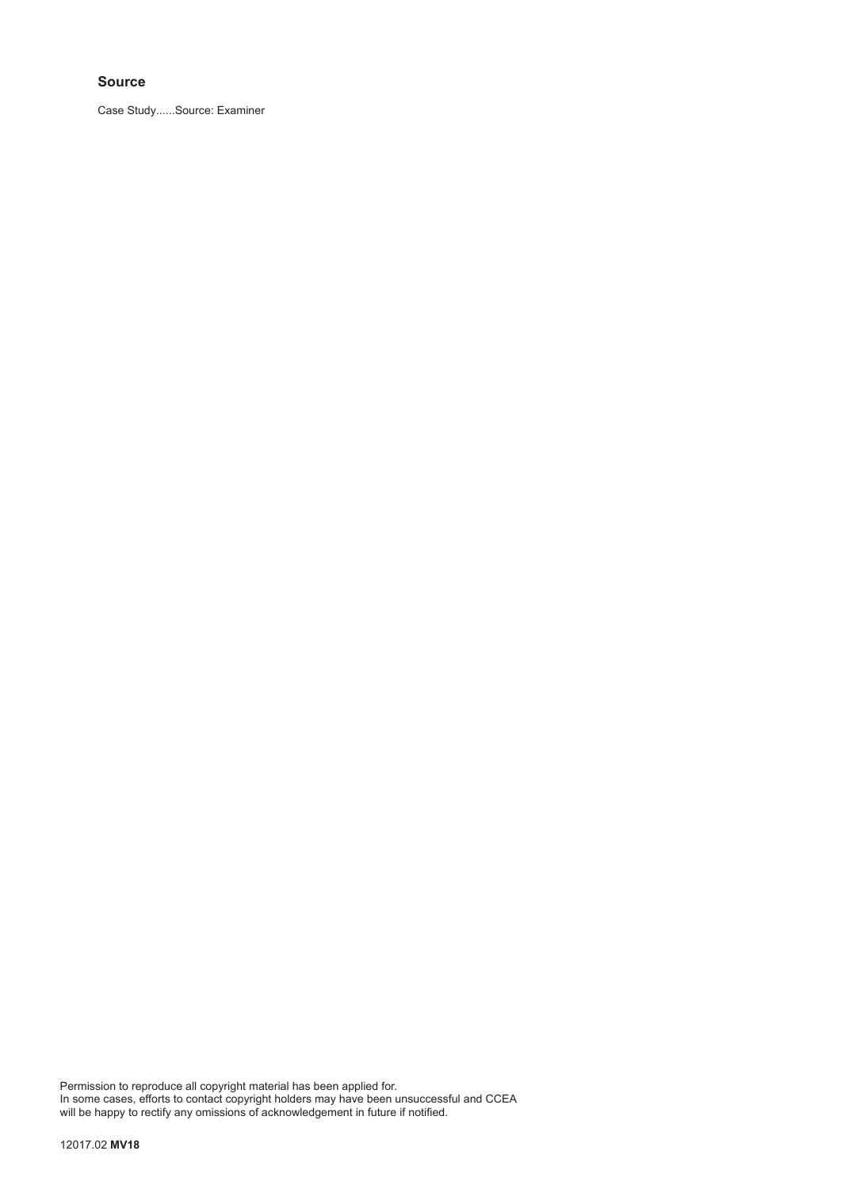### Source

Case Study......Source: Examiner

Permission to reproduce all copyright material has been applied for.
In some cases, efforts to contact copyright holders may have been unsuccessful and CCEA will be happy to rectify any omissions of acknowledgement in future if notified.

12017.02 **MV18**